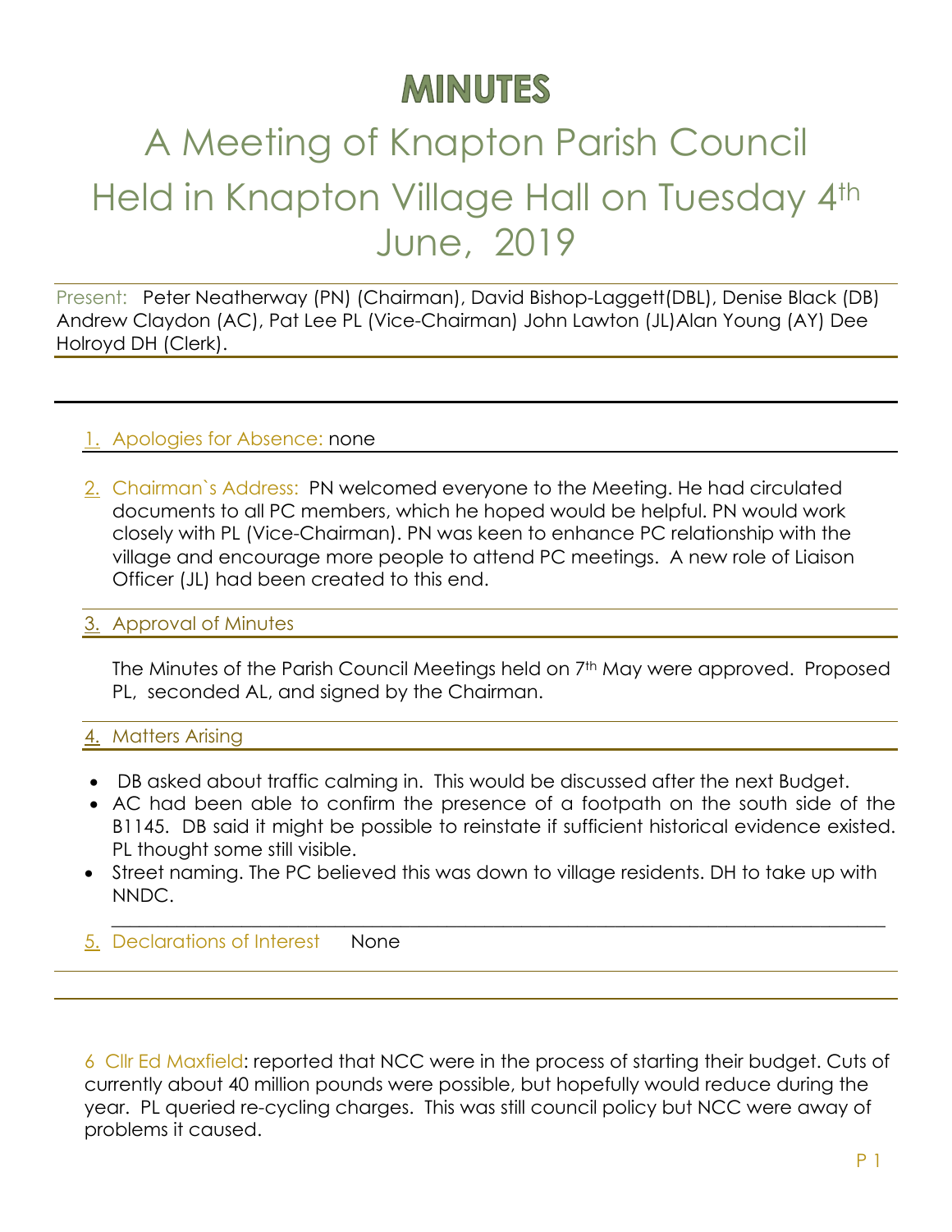# MINUTES

## A Meeting of Knapton Parish Council Held in Knapton Village Hall on Tuesday 4th June, 2019

Present: Peter Neatherway (PN) (Chairman), David Bishop-Laggett(DBL), Denise Black (DB) Andrew Claydon (AC), Pat Lee PL (Vice-Chairman) John Lawton (JL)Alan Young (AY) Dee Holroyd DH (Clerk).

1. Apologies for Absence: none

2. Chairman`s Address: PN welcomed everyone to the Meeting. He had circulated documents to all PC members, which he hoped would be helpful. PN would work closely with PL (Vice-Chairman). PN was keen to enhance PC relationship with the village and encourage more people to attend PC meetings. A new role of Liaison Officer (JL) had been created to this end.

3. Approval of Minutes

   The Minutes of the Parish Council Meetings held on 7th May were approved. Proposed PL, seconded AL, and signed by the Chairman.

4. Matters Arising

- DB asked about traffic calming in. This would be discussed after the next Budget.
- AC had been able to confirm the presence of a footpath on the south side of the B1145. DB said it might be possible to reinstate if sufficient historical evidence existed. PL thought some still visible.
- Street naming. The PC believed this was down to village residents. DH to take up with NNDC.

5. Declarations of Interest None

6 Cllr Ed Maxfield: reported that NCC were in the process of starting their budget. Cuts of currently about 40 million pounds were possible, but hopefully would reduce during the year. PL queried re-cycling charges. This was still council policy but NCC were away of problems it caused.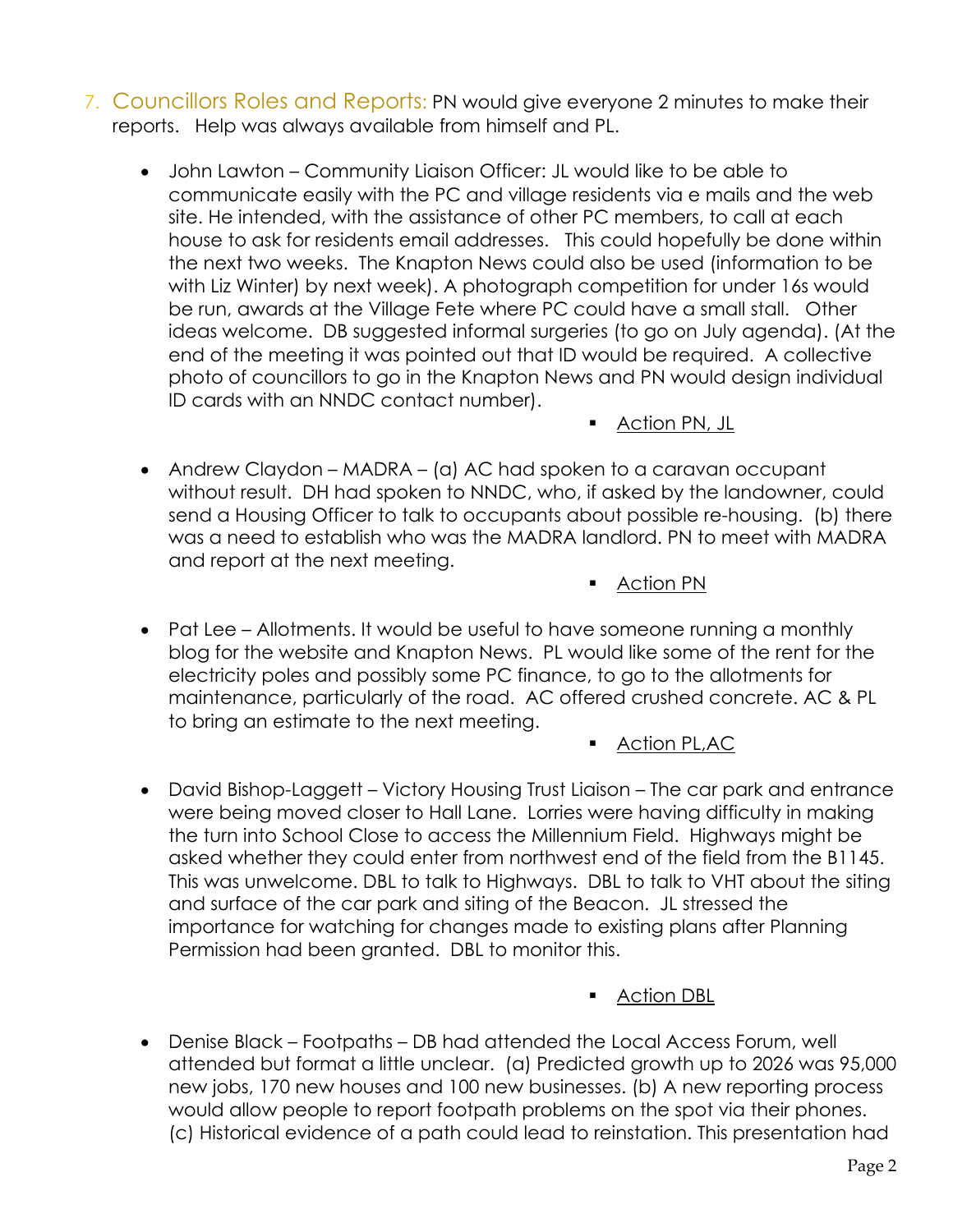7. Councillors Roles and Reports: PN would give everyone 2 minutes to make their reports. Help was always available from himself and PL.

- John Lawton – Community Liaison Officer: JL would like to be able to communicate easily with the PC and village residents via e mails and the web site. He intended, with the assistance of other PC members, to call at each house to ask for residents email addresses. This could hopefully be done within the next two weeks. The Knapton News could also be used (information to be with Liz Winter) by next week). A photograph competition for under 16s would be run, awards at the Village Fete where PC could have a small stall. Other ideas welcome. DB suggested informal surgeries (to go on July agenda). (At the end of the meeting it was pointed out that ID would be required. A collective photo of councillors to go in the Knapton News and PN would design individual ID cards with an NNDC contact number).
  - Action PN, JL

- Andrew Claydon – MADRA – (a) AC had spoken to a caravan occupant without result. DH had spoken to NNDC, who, if asked by the landowner, could send a Housing Officer to talk to occupants about possible re-housing. (b) there was a need to establish who was the MADRA landlord. PN to meet with MADRA and report at the next meeting.
  - Action PN

- Pat Lee – Allotments. It would be useful to have someone running a monthly blog for the website and Knapton News. PL would like some of the rent for the electricity poles and possibly some PC finance, to go to the allotments for maintenance, particularly of the road. AC offered crushed concrete. AC & PL to bring an estimate to the next meeting.
  - Action PL,AC

- David Bishop-Laggett – Victory Housing Trust Liaison – The car park and entrance were being moved closer to Hall Lane. Lorries were having difficulty in making the turn into School Close to access the Millennium Field. Highways might be asked whether they could enter from northwest end of the field from the B1145. This was unwelcome. DBL to talk to Highways. DBL to talk to VHT about the siting and surface of the car park and siting of the Beacon. JL stressed the importance for watching for changes made to existing plans after Planning Permission had been granted. DBL to monitor this.
  - Action DBL

- Denise Black – Footpaths – DB had attended the Local Access Forum, well attended but format a little unclear. (a) Predicted growth up to 2026 was 95,000 new jobs, 170 new houses and 100 new businesses. (b) A new reporting process would allow people to report footpath problems on the spot via their phones. (c) Historical evidence of a path could lead to reinstation. This presentation had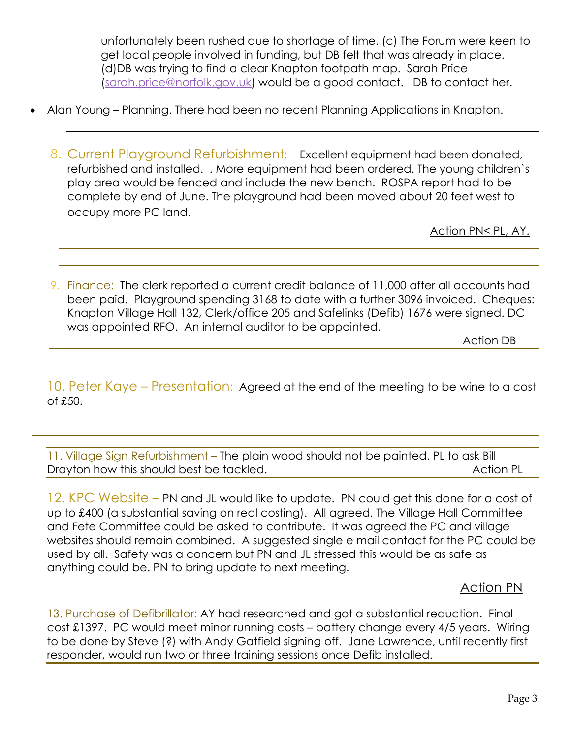unfortunately been rushed due to shortage of time. (c) The Forum were keen to get local people involved in funding, but DB felt that was already in place. (d)DB was trying to find a clear Knapton footpath map. Sarah Price (sarah.price@norfolk.gov.uk) would be a good contact. DB to contact her.

- Alan Young – Planning. There had been no recent Planning Applications in Knapton.

---

8. Current Playground Refurbishment: Excellent equipment had been donated, refurbished and installed. . More equipment had been ordered. The young children`s play area would be fenced and include the new bench. ROSPA report had to be complete by end of June. The playground had been moved about 20 feet west to occupy more PC land.

Action PN< PL, AY.

---

9. Finance: The clerk reported a current credit balance of 11,000 after all accounts had been paid. Playground spending 3168 to date with a further 3096 invoiced. Cheques: Knapton Village Hall 132, Clerk/office 205 and Safelinks (Defib) 1676 were signed. DC was appointed RFO. An internal auditor to be appointed.

Action DB

---

10. Peter Kaye – Presentation: Agreed at the end of the meeting to be wine to a cost of £50.

---

11. Village Sign Refurbishment – The plain wood should not be painted. PL to ask Bill Drayton how this should best be tackled.

Action PL

12. KPC Website – PN and JL would like to update. PN could get this done for a cost of up to £400 (a substantial saving on real costing). All agreed. The Village Hall Committee and Fete Committee could be asked to contribute. It was agreed the PC and village websites should remain combined. A suggested single e mail contact for the PC could be used by all. Safety was a concern but PN and JL stressed this would be as safe as anything could be. PN to bring update to next meeting.

Action PN

13. Purchase of Defibrillator: AY had researched and got a substantial reduction. Final cost £1397. PC would meet minor running costs – battery change every 4/5 years. Wiring to be done by Steve (?) with Andy Gatfield signing off. Jane Lawrence, until recently first responder, would run two or three training sessions once Defib installed.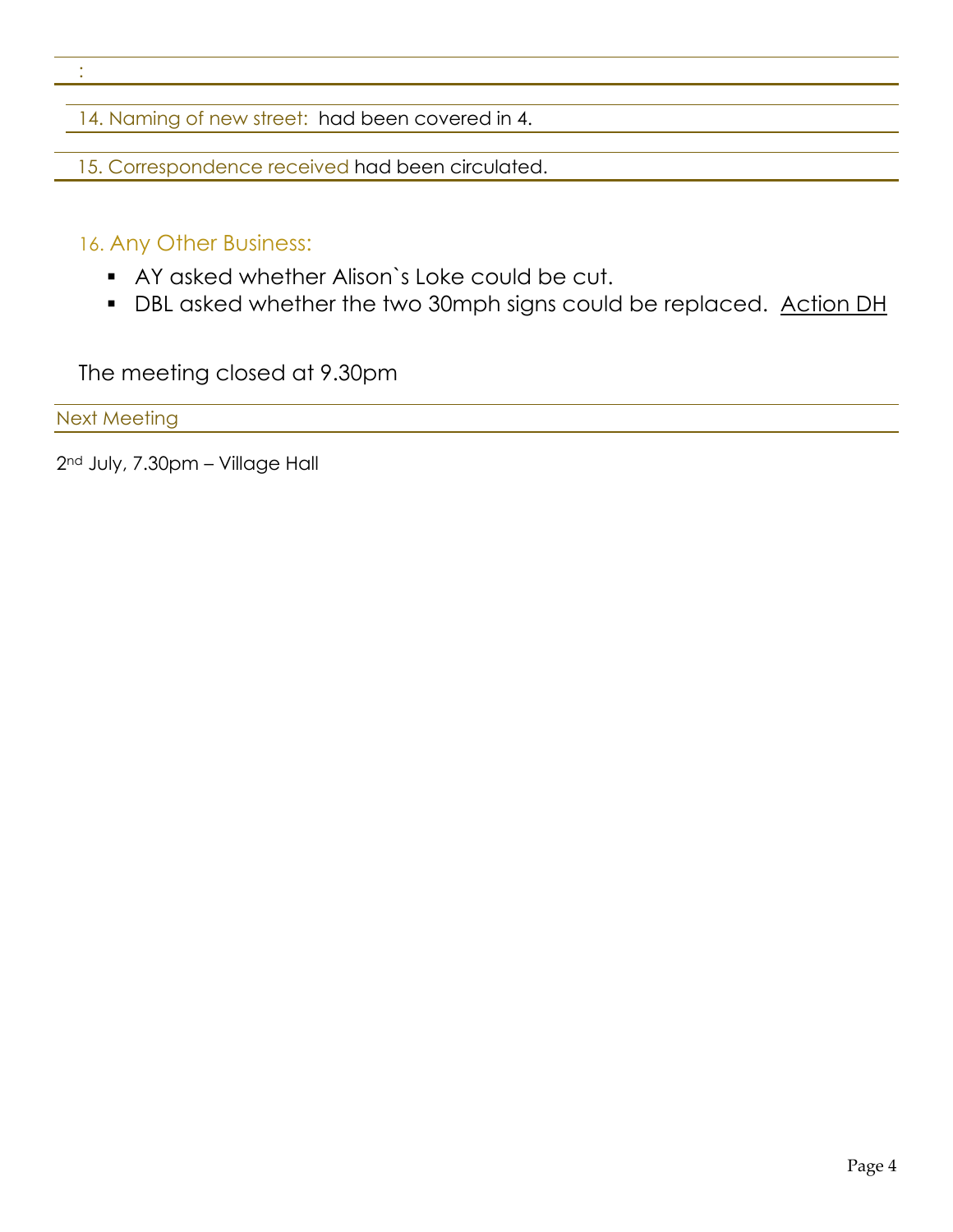:

14. Naming of new street:  had been covered in 4.

15. Correspondence received had been circulated.

## 16. Any Other Business:

- AY asked whether Alison`s Loke could be cut.
- DBL asked whether the two 30mph signs could be replaced.  Action DH

The meeting closed at 9.30pm

## Next Meeting

2nd July, 7.30pm – Village Hall